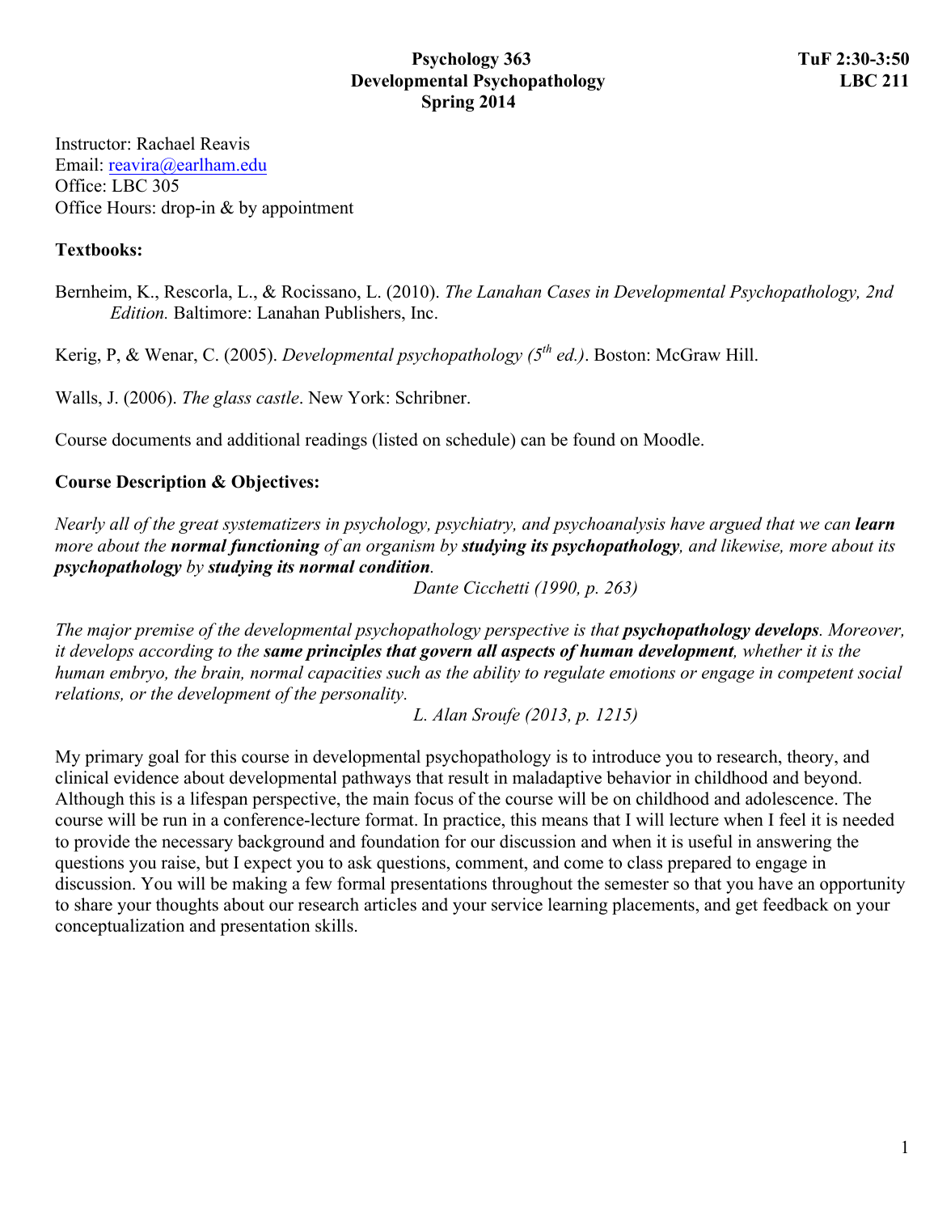# Psychology 363
# Developmental Psychopathology
# Spring 2014

**TuF 2:30-3:50**
**LBC 211**

Instructor: Rachael Reavis
Email: reavira@earlham.edu
Office: LBC 305
Office Hours: drop-in & by appointment

**Textbooks:**

Bernheim, K., Rescorla, L., & Rocissano, L. (2010). *The Lanahan Cases in Developmental Psychopathology, 2nd Edition.* Baltimore: Lanahan Publishers, Inc.

Kerig, P, & Wenar, C. (2005). *Developmental psychopathology (5th ed.)*. Boston: McGraw Hill.

Walls, J. (2006). *The glass castle*. New York: Schribner.

Course documents and additional readings (listed on schedule) can be found on Moodle.

**Course Description & Objectives:**

*Nearly all of the great systematizers in psychology, psychiatry, and psychoanalysis have argued that we can **learn** more about the **normal functioning** of an organism by **studying its psychopathology**, and likewise, more about its **psychopathology** by **studying its normal condition**.*

*Dante Cicchetti (1990, p. 263)*

*The major premise of the developmental psychopathology perspective is that **psychopathology develops**. Moreover, it develops according to the **same principles that govern all aspects of human development**, whether it is the human embryo, the brain, normal capacities such as the ability to regulate emotions or engage in competent social relations, or the development of the personality.*

*L. Alan Sroufe (2013, p. 1215)*

My primary goal for this course in developmental psychopathology is to introduce you to research, theory, and clinical evidence about developmental pathways that result in maladaptive behavior in childhood and beyond. Although this is a lifespan perspective, the main focus of the course will be on childhood and adolescence. The course will be run in a conference-lecture format. In practice, this means that I will lecture when I feel it is needed to provide the necessary background and foundation for our discussion and when it is useful in answering the questions you raise, but I expect you to ask questions, comment, and come to class prepared to engage in discussion. You will be making a few formal presentations throughout the semester so that you have an opportunity to share your thoughts about our research articles and your service learning placements, and get feedback on your conceptualization and presentation skills.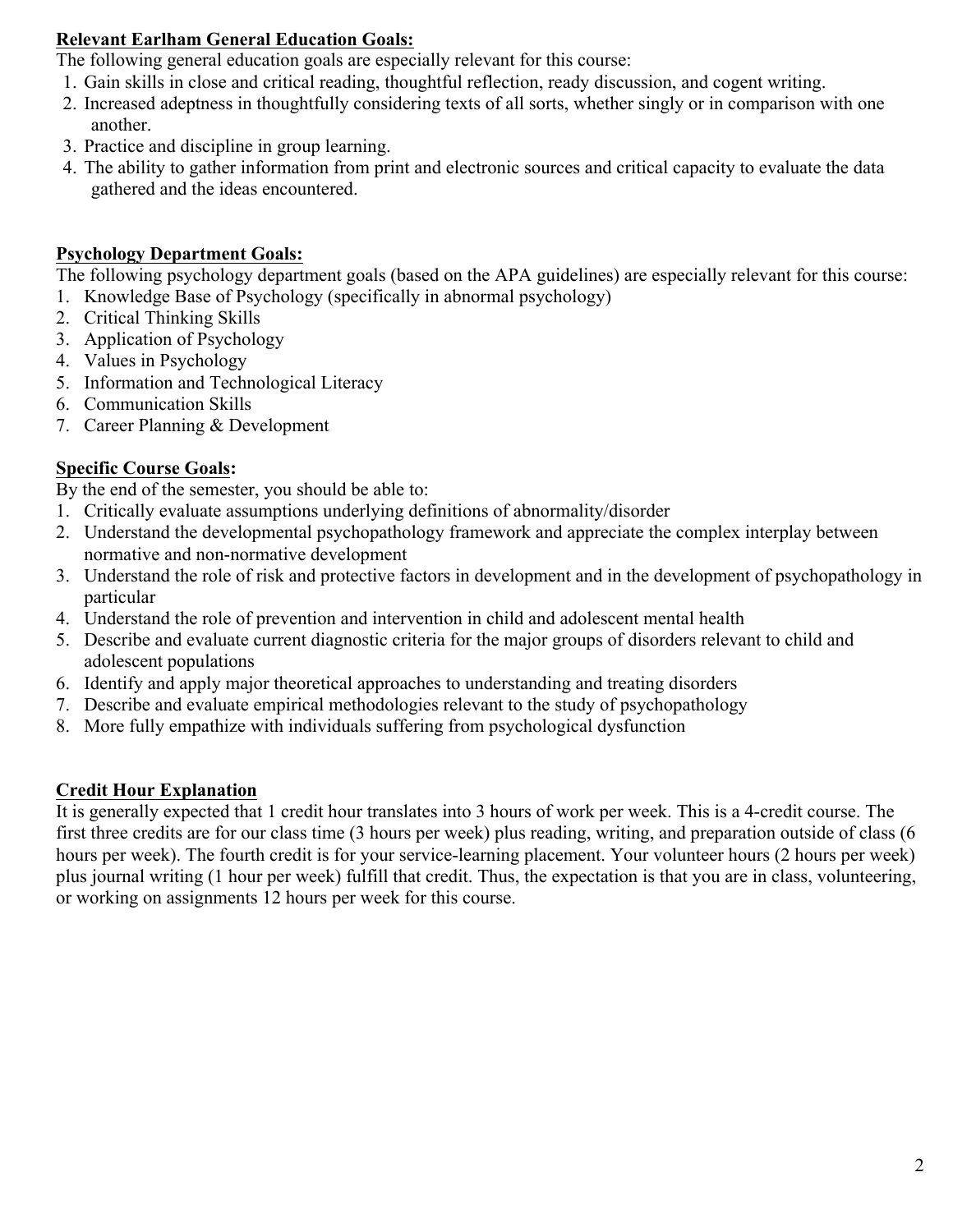## Relevant Earlham General Education Goals:

The following general education goals are especially relevant for this course:

1. Gain skills in close and critical reading, thoughtful reflection, ready discussion, and cogent writing.
2. Increased adeptness in thoughtfully considering texts of all sorts, whether singly or in comparison with one another.
3. Practice and discipline in group learning.
4. The ability to gather information from print and electronic sources and critical capacity to evaluate the data gathered and the ideas encountered.

## Psychology Department Goals:

The following psychology department goals (based on the APA guidelines) are especially relevant for this course:

1. Knowledge Base of Psychology (specifically in abnormal psychology)
2. Critical Thinking Skills
3. Application of Psychology
4. Values in Psychology
5. Information and Technological Literacy
6. Communication Skills
7. Career Planning & Development

## Specific Course Goals:

By the end of the semester, you should be able to:

1. Critically evaluate assumptions underlying definitions of abnormality/disorder
2. Understand the developmental psychopathology framework and appreciate the complex interplay between normative and non-normative development
3. Understand the role of risk and protective factors in development and in the development of psychopathology in particular
4. Understand the role of prevention and intervention in child and adolescent mental health
5. Describe and evaluate current diagnostic criteria for the major groups of disorders relevant to child and adolescent populations
6. Identify and apply major theoretical approaches to understanding and treating disorders
7. Describe and evaluate empirical methodologies relevant to the study of psychopathology
8. More fully empathize with individuals suffering from psychological dysfunction

## Credit Hour Explanation

It is generally expected that 1 credit hour translates into 3 hours of work per week. This is a 4-credit course. The first three credits are for our class time (3 hours per week) plus reading, writing, and preparation outside of class (6 hours per week). The fourth credit is for your service-learning placement. Your volunteer hours (2 hours per week) plus journal writing (1 hour per week) fulfill that credit. Thus, the expectation is that you are in class, volunteering, or working on assignments 12 hours per week for this course.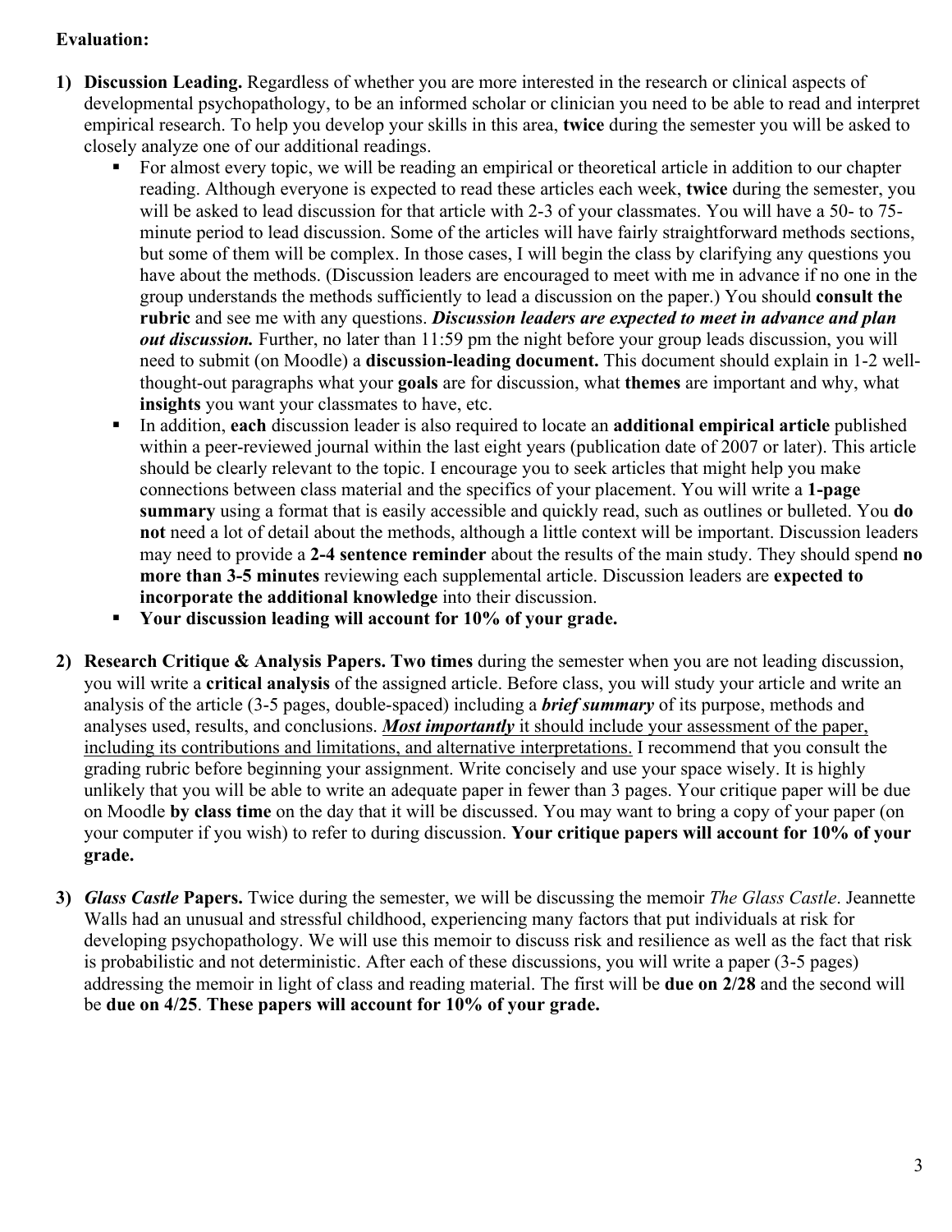**Evaluation:**

1) **Discussion Leading.** Regardless of whether you are more interested in the research or clinical aspects of developmental psychopathology, to be an informed scholar or clinician you need to be able to read and interpret empirical research. To help you develop your skills in this area, **twice** during the semester you will be asked to closely analyze one of our additional readings.
   - For almost every topic, we will be reading an empirical or theoretical article in addition to our chapter reading. Although everyone is expected to read these articles each week, **twice** during the semester, you will be asked to lead discussion for that article with 2-3 of your classmates. You will have a 50- to 75-minute period to lead discussion. Some of the articles will have fairly straightforward methods sections, but some of them will be complex. In those cases, I will begin the class by clarifying any questions you have about the methods. (Discussion leaders are encouraged to meet with me in advance if no one in the group understands the methods sufficiently to lead a discussion on the paper.) You should **consult the rubric** and see me with any questions. ***Discussion leaders are expected to meet in advance and plan out discussion.*** Further, no later than 11:59 pm the night before your group leads discussion, you will need to submit (on Moodle) a **discussion-leading document.** This document should explain in 1-2 well-thought-out paragraphs what your **goals** are for discussion, what **themes** are important and why, what **insights** you want your classmates to have, etc.
   - In addition, **each** discussion leader is also required to locate an **additional empirical article** published within a peer-reviewed journal within the last eight years (publication date of 2007 or later). This article should be clearly relevant to the topic. I encourage you to seek articles that might help you make connections between class material and the specifics of your placement. You will write a **1-page summary** using a format that is easily accessible and quickly read, such as outlines or bulleted. You **do not** need a lot of detail about the methods, although a little context will be important. Discussion leaders may need to provide a **2-4 sentence reminder** about the results of the main study. They should spend **no more than 3-5 minutes** reviewing each supplemental article. Discussion leaders are **expected to incorporate the additional knowledge** into their discussion.
   - **Your discussion leading will account for 10% of your grade.**

2) **Research Critique & Analysis Papers. Two times** during the semester when you are not leading discussion, you will write a **critical analysis** of the assigned article. Before class, you will study your article and write an analysis of the article (3-5 pages, double-spaced) including a ***brief summary*** of its purpose, methods and analyses used, results, and conclusions. <u>***Most importantly*** it should include your assessment of the paper, including its contributions and limitations, and alternative interpretations.</u> I recommend that you consult the grading rubric before beginning your assignment. Write concisely and use your space wisely. It is highly unlikely that you will be able to write an adequate paper in fewer than 3 pages. Your critique paper will be due on Moodle **by class time** on the day that it will be discussed. You may want to bring a copy of your paper (on your computer if you wish) to refer to during discussion. **Your critique papers will account for 10% of your grade.**

3) ***Glass Castle* Papers.** Twice during the semester, we will be discussing the memoir *The Glass Castle*. Jeannette Walls had an unusual and stressful childhood, experiencing many factors that put individuals at risk for developing psychopathology. We will use this memoir to discuss risk and resilience as well as the fact that risk is probabilistic and not deterministic. After each of these discussions, you will write a paper (3-5 pages) addressing the memoir in light of class and reading material. The first will be **due on 2/28** and the second will be **due on 4/25**. **These papers will account for 10% of your grade.**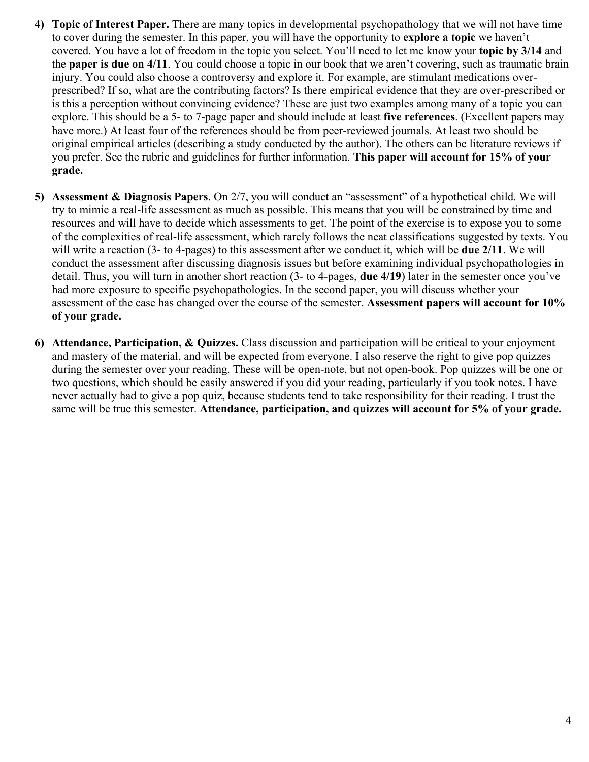4) **Topic of Interest Paper.** There are many topics in developmental psychopathology that we will not have time to cover during the semester. In this paper, you will have the opportunity to **explore a topic** we haven't covered. You have a lot of freedom in the topic you select. You'll need to let me know your **topic by 3/14** and the **paper is due on 4/11**. You could choose a topic in our book that we aren't covering, such as traumatic brain injury. You could also choose a controversy and explore it. For example, are stimulant medications over-prescribed? If so, what are the contributing factors? Is there empirical evidence that they are over-prescribed or is this a perception without convincing evidence? These are just two examples among many of a topic you can explore. This should be a 5- to 7-page paper and should include at least **five references**. (Excellent papers may have more.) At least four of the references should be from peer-reviewed journals. At least two should be original empirical articles (describing a study conducted by the author). The others can be literature reviews if you prefer. See the rubric and guidelines for further information. **This paper will account for 15% of your grade.**

5) **Assessment & Diagnosis Papers**. On 2/7, you will conduct an "assessment" of a hypothetical child. We will try to mimic a real-life assessment as much as possible. This means that you will be constrained by time and resources and will have to decide which assessments to get. The point of the exercise is to expose you to some of the complexities of real-life assessment, which rarely follows the neat classifications suggested by texts. You will write a reaction (3- to 4-pages) to this assessment after we conduct it, which will be **due 2/11**. We will conduct the assessment after discussing diagnosis issues but before examining individual psychopathologies in detail. Thus, you will turn in another short reaction (3- to 4-pages, **due 4/19**) later in the semester once you've had more exposure to specific psychopathologies. In the second paper, you will discuss whether your assessment of the case has changed over the course of the semester. **Assessment papers will account for 10% of your grade.**

6) **Attendance, Participation, & Quizzes.** Class discussion and participation will be critical to your enjoyment and mastery of the material, and will be expected from everyone. I also reserve the right to give pop quizzes during the semester over your reading. These will be open-note, but not open-book. Pop quizzes will be one or two questions, which should be easily answered if you did your reading, particularly if you took notes. I have never actually had to give a pop quiz, because students tend to take responsibility for their reading. I trust the same will be true this semester. **Attendance, participation, and quizzes will account for 5% of your grade.**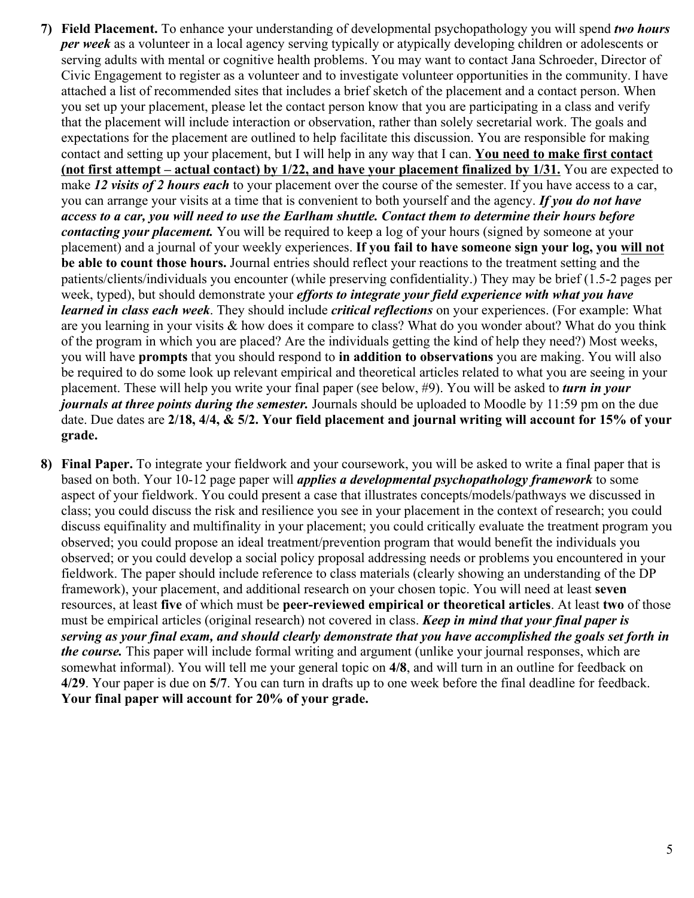7) **Field Placement.** To enhance your understanding of developmental psychopathology you will spend ***two hours per week*** as a volunteer in a local agency serving typically or atypically developing children or adolescents or serving adults with mental or cognitive health problems. You may want to contact Jana Schroeder, Director of Civic Engagement to register as a volunteer and to investigate volunteer opportunities in the community. I have attached a list of recommended sites that includes a brief sketch of the placement and a contact person. When you set up your placement, please let the contact person know that you are participating in a class and verify that the placement will include interaction or observation, rather than solely secretarial work. The goals and expectations for the placement are outlined to help facilitate this discussion. You are responsible for making contact and setting up your placement, but I will help in any way that I can. <u>**You need to make first contact (not first attempt – actual contact) by 1/22, and have your placement finalized by 1/31.**</u> You are expected to make ***12 visits of 2 hours each*** to your placement over the course of the semester. If you have access to a car, you can arrange your visits at a time that is convenient to both yourself and the agency. ***If you do not have access to a car, you will need to use the Earlham shuttle. Contact them to determine their hours before contacting your placement.*** You will be required to keep a log of your hours (signed by someone at your placement) and a journal of your weekly experiences. **If you fail to have someone sign your log, you <u>will not</u> be able to count those hours.** Journal entries should reflect your reactions to the treatment setting and the patients/clients/individuals you encounter (while preserving confidentiality.) They may be brief (1.5-2 pages per week, typed), but should demonstrate your ***efforts to integrate your field experience with what you have learned in class each week***. They should include ***critical reflections*** on your experiences. (For example: What are you learning in your visits & how does it compare to class? What do you wonder about? What do you think of the program in which you are placed? Are the individuals getting the kind of help they need?) Most weeks, you will have **prompts** that you should respond to **in addition to observations** you are making. You will also be required to do some look up relevant empirical and theoretical articles related to what you are seeing in your placement. These will help you write your final paper (see below, #9). You will be asked to ***turn in your journals at three points during the semester.*** Journals should be uploaded to Moodle by 11:59 pm on the due date. Due dates are **2/18, 4/4, & 5/2. Your field placement and journal writing will account for 15% of your grade.**

8) **Final Paper.** To integrate your fieldwork and your coursework, you will be asked to write a final paper that is based on both. Your 10-12 page paper will ***applies a developmental psychopathology framework*** to some aspect of your fieldwork. You could present a case that illustrates concepts/models/pathways we discussed in class; you could discuss the risk and resilience you see in your placement in the context of research; you could discuss equifinality and multifinality in your placement; you could critically evaluate the treatment program you observed; you could propose an ideal treatment/prevention program that would benefit the individuals you observed; or you could develop a social policy proposal addressing needs or problems you encountered in your fieldwork. The paper should include reference to class materials (clearly showing an understanding of the DP framework), your placement, and additional research on your chosen topic. You will need at least **seven** resources, at least **five** of which must be **peer-reviewed empirical or theoretical articles**. At least **two** of those must be empirical articles (original research) not covered in class. ***Keep in mind that your final paper is serving as your final exam, and should clearly demonstrate that you have accomplished the goals set forth in the course.*** This paper will include formal writing and argument (unlike your journal responses, which are somewhat informal). You will tell me your general topic on **4/8**, and will turn in an outline for feedback on **4/29**. Your paper is due on **5/7**. You can turn in drafts up to one week before the final deadline for feedback. **Your final paper will account for 20% of your grade.**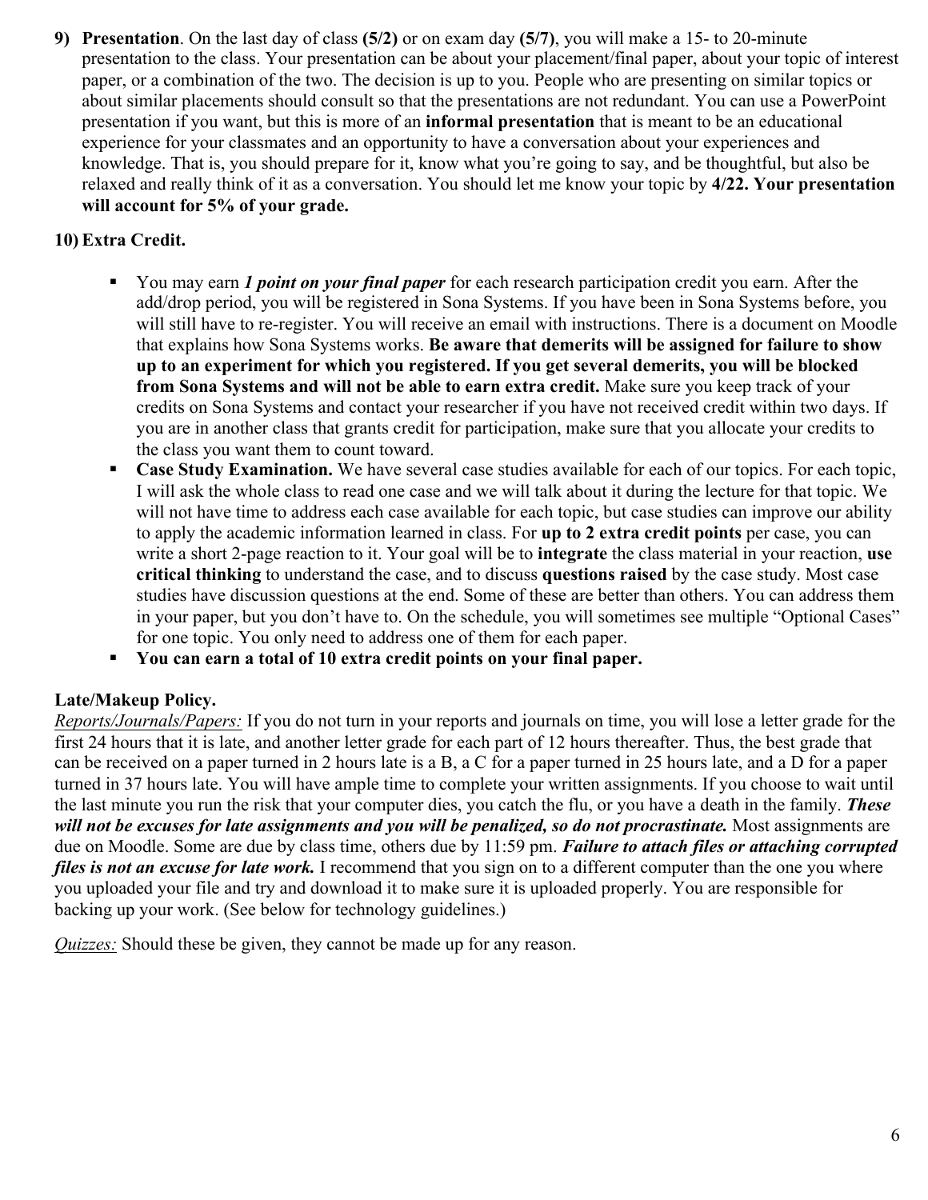**9) Presentation**. On the last day of class **(5/2)** or on exam day **(5/7)**, you will make a 15- to 20-minute presentation to the class. Your presentation can be about your placement/final paper, about your topic of interest paper, or a combination of the two. The decision is up to you. People who are presenting on similar topics or about similar placements should consult so that the presentations are not redundant. You can use a PowerPoint presentation if you want, but this is more of an **informal presentation** that is meant to be an educational experience for your classmates and an opportunity to have a conversation about your experiences and knowledge. That is, you should prepare for it, know what you're going to say, and be thoughtful, but also be relaxed and really think of it as a conversation. You should let me know your topic by **4/22. Your presentation will account for 5% of your grade.**

**10) Extra Credit.**

- You may earn ***1 point on your final paper*** for each research participation credit you earn. After the add/drop period, you will be registered in Sona Systems. If you have been in Sona Systems before, you will still have to re-register. You will receive an email with instructions. There is a document on Moodle that explains how Sona Systems works. **Be aware that demerits will be assigned for failure to show up to an experiment for which you registered. If you get several demerits, you will be blocked from Sona Systems and will not be able to earn extra credit.** Make sure you keep track of your credits on Sona Systems and contact your researcher if you have not received credit within two days. If you are in another class that grants credit for participation, make sure that you allocate your credits to the class you want them to count toward.
- **Case Study Examination.** We have several case studies available for each of our topics. For each topic, I will ask the whole class to read one case and we will talk about it during the lecture for that topic. We will not have time to address each case available for each topic, but case studies can improve our ability to apply the academic information learned in class. For **up to 2 extra credit points** per case, you can write a short 2-page reaction to it. Your goal will be to **integrate** the class material in your reaction, **use critical thinking** to understand the case, and to discuss **questions raised** by the case study. Most case studies have discussion questions at the end. Some of these are better than others. You can address them in your paper, but you don't have to. On the schedule, you will sometimes see multiple "Optional Cases" for one topic. You only need to address one of them for each paper.
- **You can earn a total of 10 extra credit points on your final paper.**

**Late/Makeup Policy.**

*Reports/Journals/Papers:* If you do not turn in your reports and journals on time, you will lose a letter grade for the first 24 hours that it is late, and another letter grade for each part of 12 hours thereafter. Thus, the best grade that can be received on a paper turned in 2 hours late is a B, a C for a paper turned in 25 hours late, and a D for a paper turned in 37 hours late. You will have ample time to complete your written assignments. If you choose to wait until the last minute you run the risk that your computer dies, you catch the flu, or you have a death in the family. ***These will not be excuses for late assignments and you will be penalized, so do not procrastinate.*** Most assignments are due on Moodle. Some are due by class time, others due by 11:59 pm. ***Failure to attach files or attaching corrupted files is not an excuse for late work.*** I recommend that you sign on to a different computer than the one you where you uploaded your file and try and download it to make sure it is uploaded properly. You are responsible for backing up your work. (See below for technology guidelines.)

*Quizzes:* Should these be given, they cannot be made up for any reason.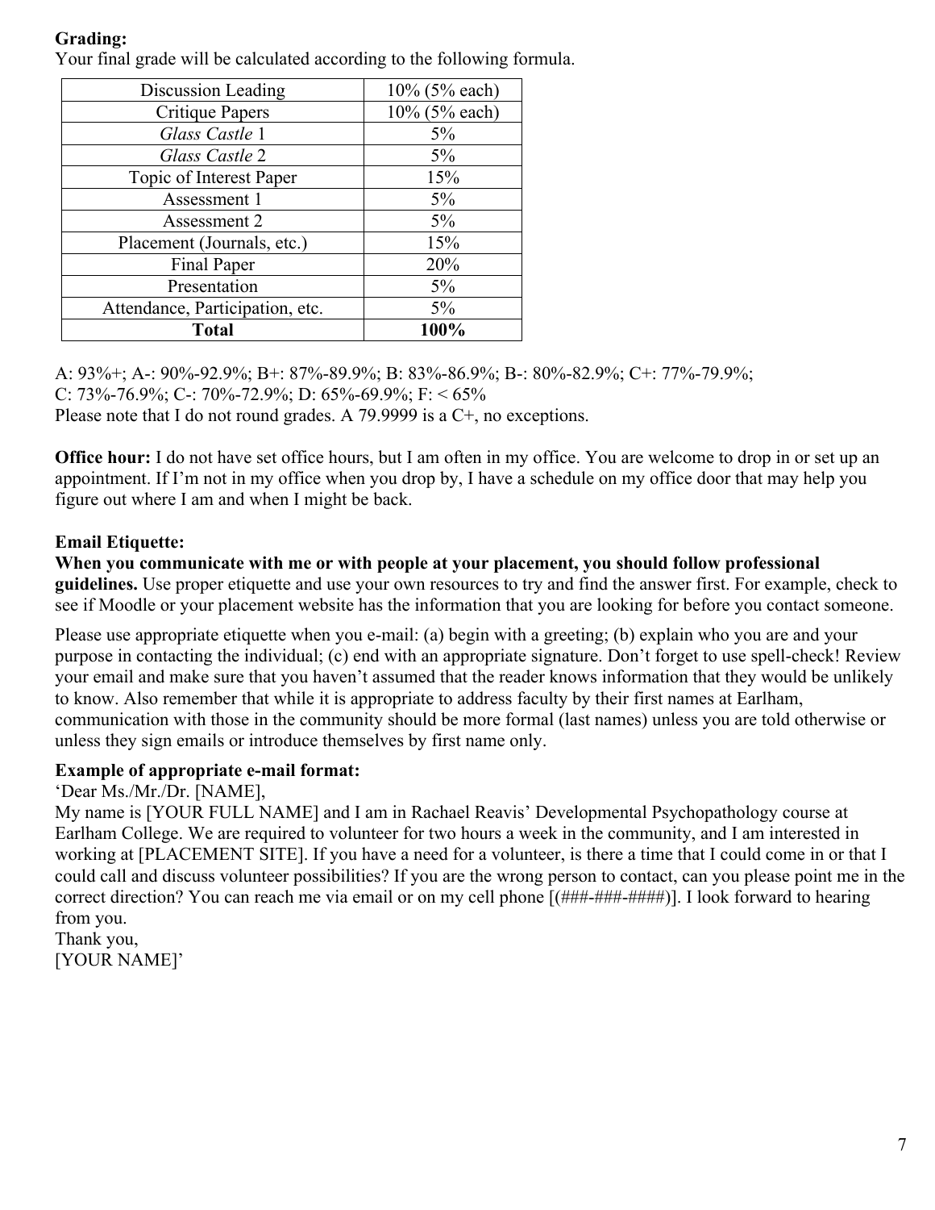**Grading:**
Your final grade will be calculated according to the following formula.

| Discussion Leading | 10% (5% each) |
|---|---|
| Critique Papers | 10% (5% each) |
| *Glass Castle* 1 | 5% |
| *Glass Castle* 2 | 5% |
| Topic of Interest Paper | 15% |
| Assessment 1 | 5% |
| Assessment 2 | 5% |
| Placement (Journals, etc.) | 15% |
| Final Paper | 20% |
| Presentation | 5% |
| Attendance, Participation, etc. | 5% |
| **Total** | **100%** |

A: 93%+; A-: 90%-92.9%; B+: 87%-89.9%; B: 83%-86.9%; B-: 80%-82.9%; C+: 77%-79.9%;
C: 73%-76.9%; C-: 70%-72.9%; D: 65%-69.9%; F: < 65%
Please note that I do not round grades. A 79.9999 is a C+, no exceptions.

**Office hour:** I do not have set office hours, but I am often in my office. You are welcome to drop in or set up an appointment. If I'm not in my office when you drop by, I have a schedule on my office door that may help you figure out where I am and when I might be back.

**Email Etiquette:**

**When you communicate with me or with people at your placement, you should follow professional guidelines.** Use proper etiquette and use your own resources to try and find the answer first. For example, check to see if Moodle or your placement website has the information that you are looking for before you contact someone.

Please use appropriate etiquette when you e-mail: (a) begin with a greeting; (b) explain who you are and your purpose in contacting the individual; (c) end with an appropriate signature. Don't forget to use spell-check! Review your email and make sure that you haven't assumed that the reader knows information that they would be unlikely to know. Also remember that while it is appropriate to address faculty by their first names at Earlham, communication with those in the community should be more formal (last names) unless you are told otherwise or unless they sign emails or introduce themselves by first name only.

**Example of appropriate e-mail format:**

'Dear Ms./Mr./Dr. [NAME],
My name is [YOUR FULL NAME] and I am in Rachael Reavis' Developmental Psychopathology course at Earlham College. We are required to volunteer for two hours a week in the community, and I am interested in working at [PLACEMENT SITE]. If you have a need for a volunteer, is there a time that I could come in or that I could call and discuss volunteer possibilities? If you are the wrong person to contact, can you please point me in the correct direction? You can reach me via email or on my cell phone [(###-###-####)]. I look forward to hearing from you.
Thank you,
[YOUR NAME]'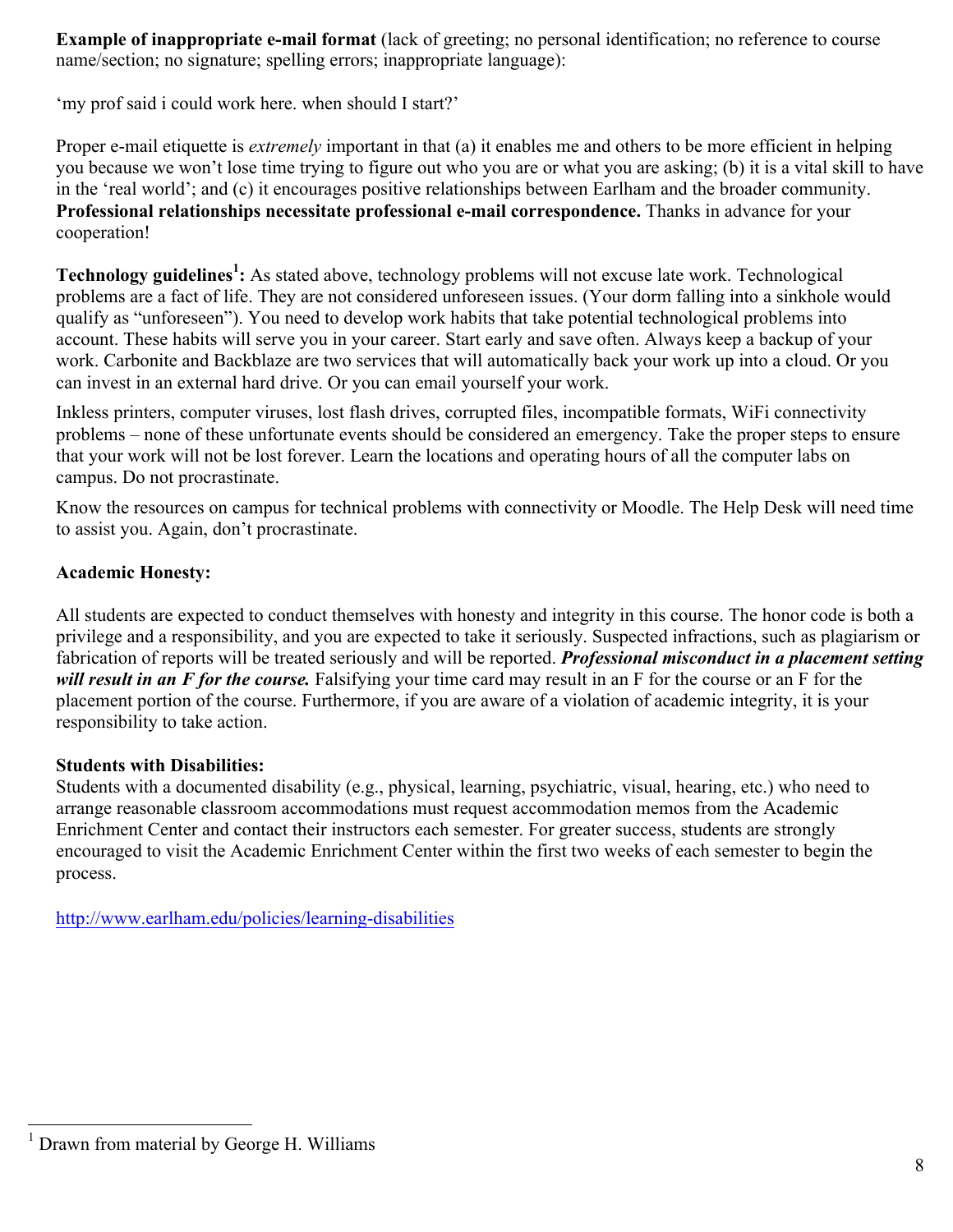**Example of inappropriate e-mail format** (lack of greeting; no personal identification; no reference to course name/section; no signature; spelling errors; inappropriate language):

'my prof said i could work here. when should I start?'

Proper e-mail etiquette is *extremely* important in that (a) it enables me and others to be more efficient in helping you because we won't lose time trying to figure out who you are or what you are asking; (b) it is a vital skill to have in the 'real world'; and (c) it encourages positive relationships between Earlham and the broader community. **Professional relationships necessitate professional e-mail correspondence.** Thanks in advance for your cooperation!

**Technology guidelines[1]:** As stated above, technology problems will not excuse late work. Technological problems are a fact of life. They are not considered unforeseen issues. (Your dorm falling into a sinkhole would qualify as "unforeseen"). You need to develop work habits that take potential technological problems into account. These habits will serve you in your career. Start early and save often. Always keep a backup of your work. Carbonite and Backblaze are two services that will automatically back your work up into a cloud. Or you can invest in an external hard drive. Or you can email yourself your work.

Inkless printers, computer viruses, lost flash drives, corrupted files, incompatible formats, WiFi connectivity problems – none of these unfortunate events should be considered an emergency. Take the proper steps to ensure that your work will not be lost forever. Learn the locations and operating hours of all the computer labs on campus. Do not procrastinate.

Know the resources on campus for technical problems with connectivity or Moodle. The Help Desk will need time to assist you. Again, don't procrastinate.

**Academic Honesty:**

All students are expected to conduct themselves with honesty and integrity in this course. The honor code is both a privilege and a responsibility, and you are expected to take it seriously. Suspected infractions, such as plagiarism or fabrication of reports will be treated seriously and will be reported. ***Professional misconduct in a placement setting will result in an F for the course.*** Falsifying your time card may result in an F for the course or an F for the placement portion of the course. Furthermore, if you are aware of a violation of academic integrity, it is your responsibility to take action.

**Students with Disabilities:**
Students with a documented disability (e.g., physical, learning, psychiatric, visual, hearing, etc.) who need to arrange reasonable classroom accommodations must request accommodation memos from the Academic Enrichment Center and contact their instructors each semester. For greater success, students are strongly encouraged to visit the Academic Enrichment Center within the first two weeks of each semester to begin the process.

http://www.earlham.edu/policies/learning-disabilities

[1] Drawn from material by George H. Williams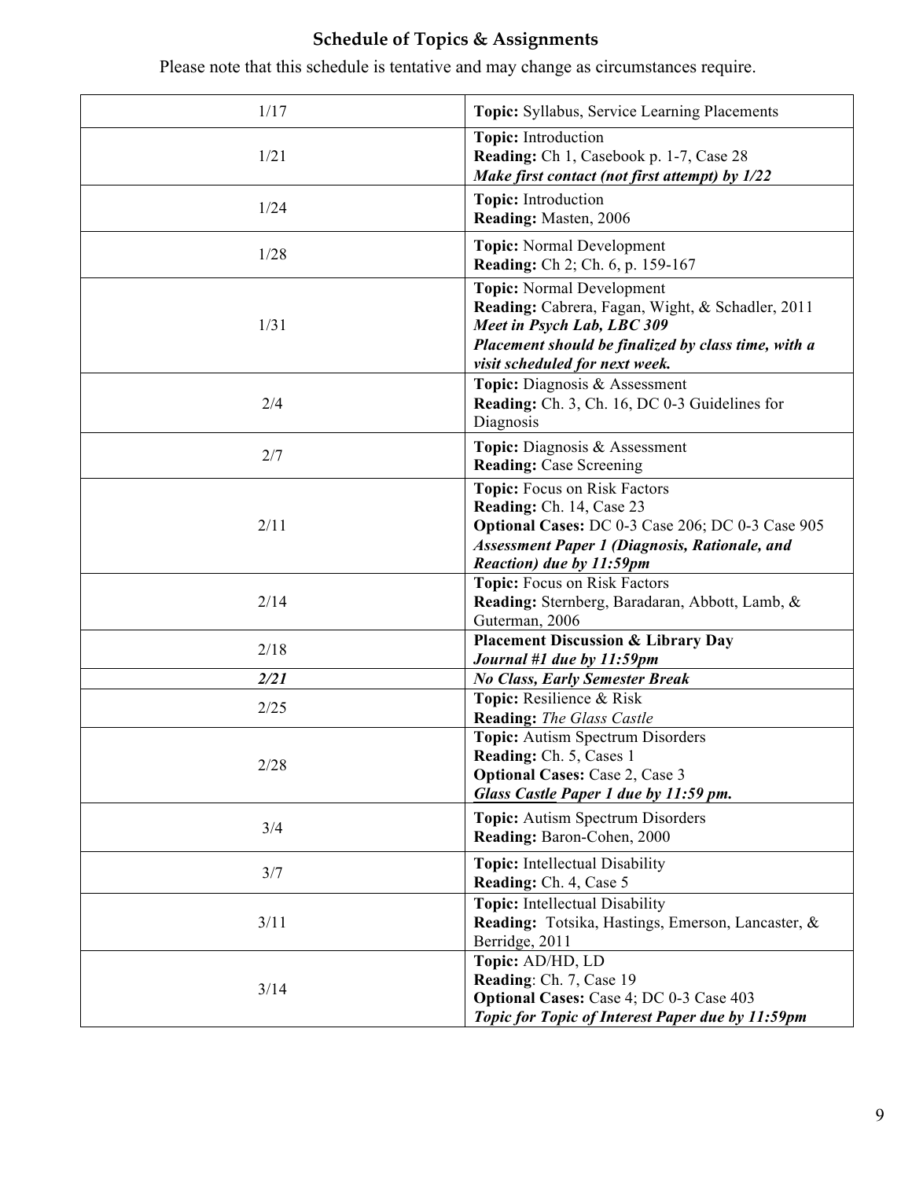## Schedule of Topics & Assignments

Please note that this schedule is tentative and may change as circumstances require.

| Date | Details |
|---|---|
| 1/17 | **Topic:** Syllabus, Service Learning Placements |
| 1/21 | **Topic:** Introduction<br>**Reading:** Ch 1, Casebook p. 1-7, Case 28<br>***Make first contact (not first attempt) by 1/22*** |
| 1/24 | **Topic:** Introduction<br>**Reading:** Masten, 2006 |
| 1/28 | **Topic:** Normal Development<br>**Reading:** Ch 2; Ch. 6, p. 159-167 |
| 1/31 | **Topic:** Normal Development<br>**Reading:** Cabrera, Fagan, Wight, & Schadler, 2011<br>***Meet in Psych Lab, LBC 309***<br>***Placement should be finalized by class time, with a visit scheduled for next week.*** |
| 2/4 | **Topic:** Diagnosis & Assessment<br>**Reading:** Ch. 3, Ch. 16, DC 0-3 Guidelines for Diagnosis |
| 2/7 | **Topic:** Diagnosis & Assessment<br>**Reading:** Case Screening |
| 2/11 | **Topic:** Focus on Risk Factors<br>**Reading:** Ch. 14, Case 23<br>**Optional Cases:** DC 0-3 Case 206; DC 0-3 Case 905<br>***Assessment Paper 1 (Diagnosis, Rationale, and Reaction) due by 11:59pm*** |
| 2/14 | **Topic:** Focus on Risk Factors<br>**Reading:** Sternberg, Baradaran, Abbott, Lamb, & Guterman, 2006 |
| 2/18 | **Placement Discussion & Library Day**<br>***Journal #1 due by 11:59pm*** |
| ***2/21*** | ***No Class, Early Semester Break*** |
| 2/25 | **Topic:** Resilience & Risk<br>**Reading:** *The Glass Castle* |
| 2/28 | **Topic:** Autism Spectrum Disorders<br>**Reading:** Ch. 5, Cases 1<br>**Optional Cases:** Case 2, Case 3<br>***Glass Castle Paper 1 due by 11:59 pm.*** |
| 3/4 | **Topic:** Autism Spectrum Disorders<br>**Reading:** Baron-Cohen, 2000 |
| 3/7 | **Topic:** Intellectual Disability<br>**Reading:** Ch. 4, Case 5 |
| 3/11 | **Topic:** Intellectual Disability<br>**Reading:** Totsika, Hastings, Emerson, Lancaster, & Berridge, 2011 |
| 3/14 | **Topic:** AD/HD, LD<br>**Reading**: Ch. 7, Case 19<br>**Optional Cases:** Case 4; DC 0-3 Case 403<br>***Topic for Topic of Interest Paper due by 11:59pm*** |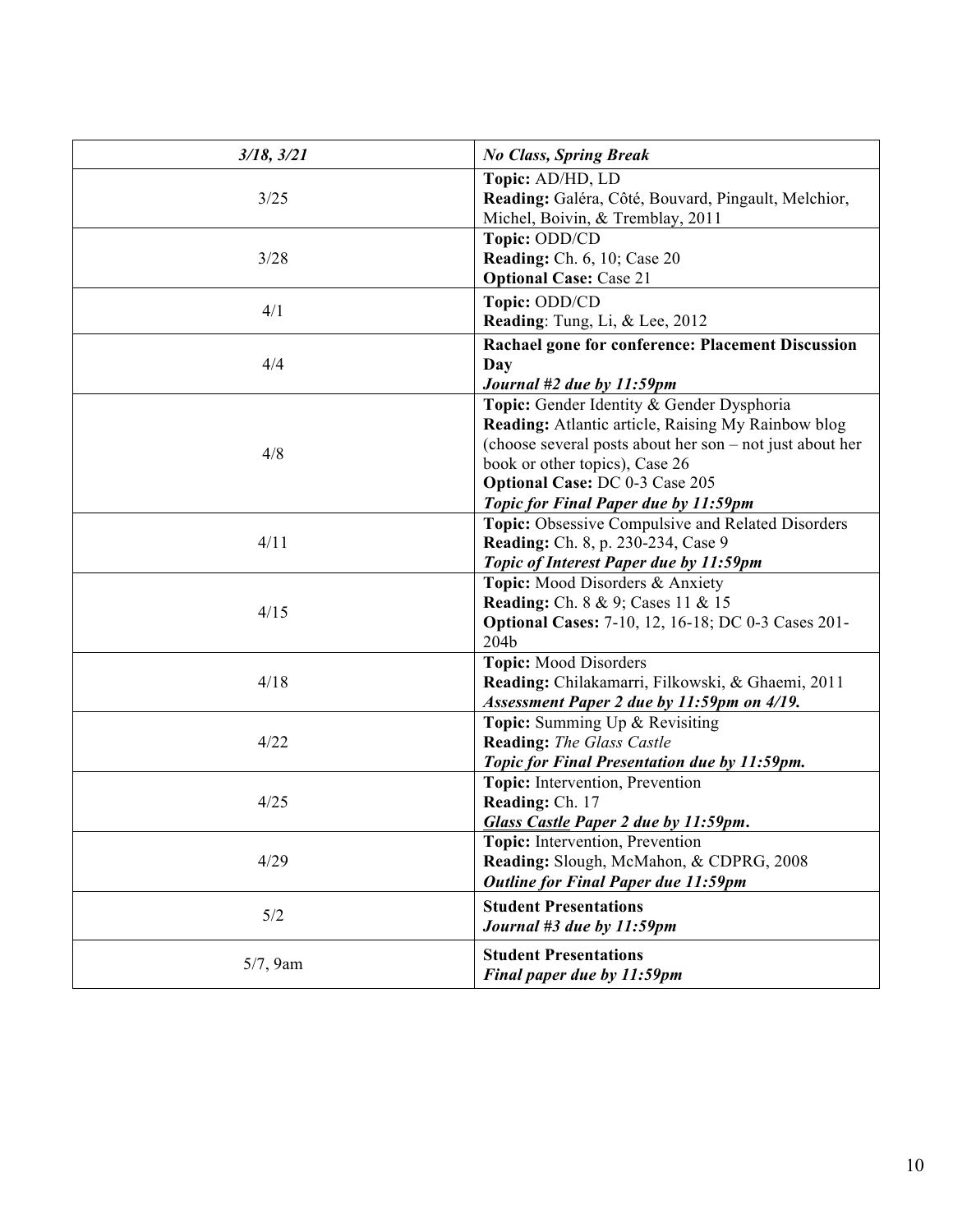| | |
|---|---|
| ***3/18, 3/21*** | ***No Class, Spring Break*** |
| 3/25 | **Topic:** AD/HD, LD<br>**Reading:** Galéra, Côté, Bouvard, Pingault, Melchior, Michel, Boivin, & Tremblay, 2011 |
| 3/28 | **Topic:** ODD/CD<br>**Reading:** Ch. 6, 10; Case 20<br>**Optional Case:** Case 21 |
| 4/1 | **Topic:** ODD/CD<br>**Reading**: Tung, Li, & Lee, 2012 |
| 4/4 | **Rachael gone for conference: Placement Discussion Day**<br>***Journal #2 due by 11:59pm*** |
| 4/8 | **Topic:** Gender Identity & Gender Dysphoria<br>**Reading:** Atlantic article, Raising My Rainbow blog (choose several posts about her son – not just about her book or other topics), Case 26<br>**Optional Case:** DC 0-3 Case 205<br>***Topic for Final Paper due by 11:59pm*** |
| 4/11 | **Topic:** Obsessive Compulsive and Related Disorders<br>**Reading:** Ch. 8, p. 230-234, Case 9<br>***Topic of Interest Paper due by 11:59pm*** |
| 4/15 | **Topic:** Mood Disorders & Anxiety<br>**Reading:** Ch. 8 & 9; Cases 11 & 15<br>**Optional Cases:** 7-10, 12, 16-18; DC 0-3 Cases 201-204b |
| 4/18 | **Topic:** Mood Disorders<br>**Reading:** Chilakamarri, Filkowski, & Ghaemi, 2011<br>***Assessment Paper 2 due by 11:59pm on 4/19.*** |
| 4/22 | **Topic:** Summing Up & Revisiting<br>**Reading:** *The Glass Castle*<br>***Topic for Final Presentation due by 11:59pm.*** |
| 4/25 | **Topic:** Intervention, Prevention<br>**Reading:** Ch. 17<br>***<u>Glass Castle</u> Paper 2 due by 11:59pm.*** |
| 4/29 | **Topic:** Intervention, Prevention<br>**Reading:** Slough, McMahon, & CDPRG, 2008<br>***Outline for Final Paper due 11:59pm*** |
| 5/2 | **Student Presentations**<br>***Journal #3 due by 11:59pm*** |
| 5/7, 9am | **Student Presentations**<br>***Final paper due by 11:59pm*** |